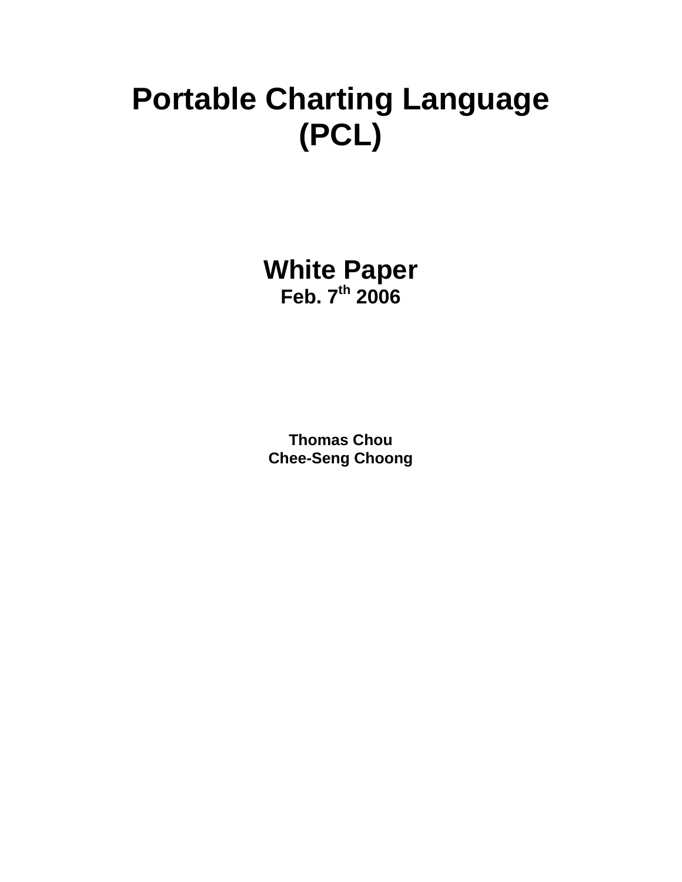# Portable Charting Language (PCL)

## White Paper

**Feb. 7th 2006**

**Thomas Chou**
**Chee-Seng Choong**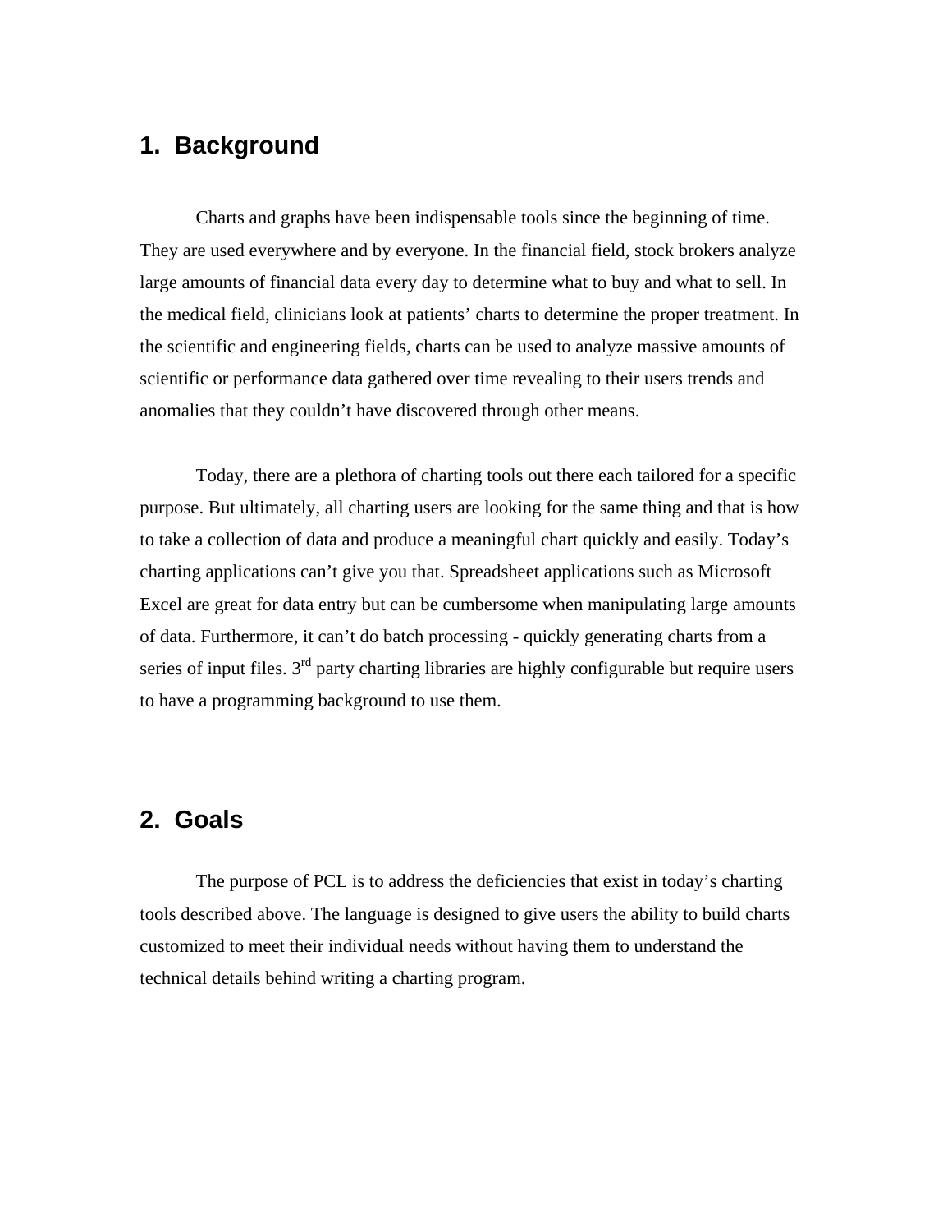## 1. Background

Charts and graphs have been indispensable tools since the beginning of time. They are used everywhere and by everyone. In the financial field, stock brokers analyze large amounts of financial data every day to determine what to buy and what to sell. In the medical field, clinicians look at patients' charts to determine the proper treatment. In the scientific and engineering fields, charts can be used to analyze massive amounts of scientific or performance data gathered over time revealing to their users trends and anomalies that they couldn't have discovered through other means.

Today, there are a plethora of charting tools out there each tailored for a specific purpose. But ultimately, all charting users are looking for the same thing and that is how to take a collection of data and produce a meaningful chart quickly and easily. Today's charting applications can't give you that. Spreadsheet applications such as Microsoft Excel are great for data entry but can be cumbersome when manipulating large amounts of data. Furthermore, it can't do batch processing - quickly generating charts from a series of input files. 3rd party charting libraries are highly configurable but require users to have a programming background to use them.

## 2. Goals

The purpose of PCL is to address the deficiencies that exist in today's charting tools described above. The language is designed to give users the ability to build charts customized to meet their individual needs without having them to understand the technical details behind writing a charting program.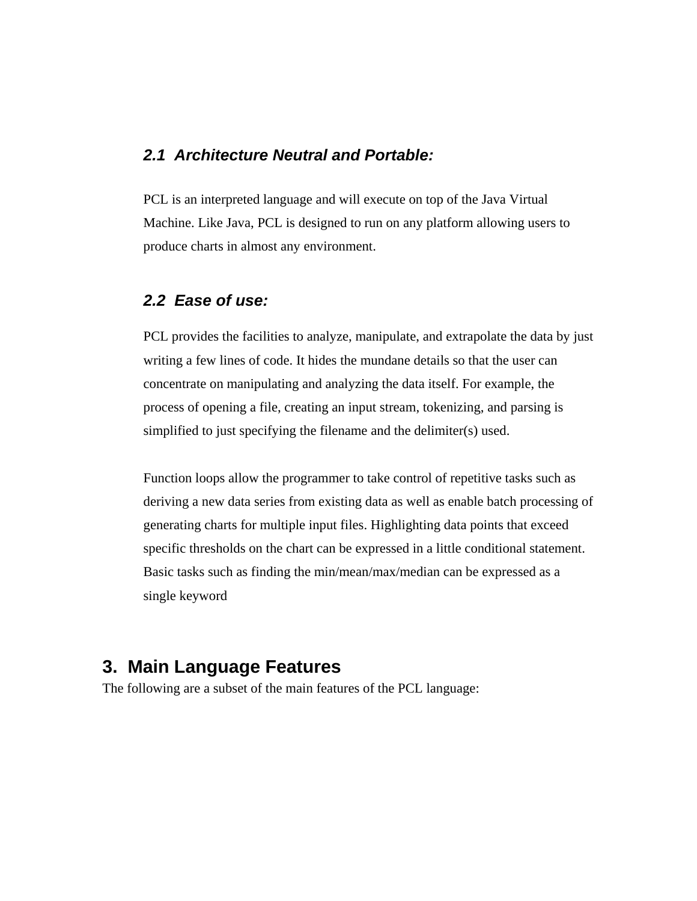### *2.1 Architecture Neutral and Portable:*

PCL is an interpreted language and will execute on top of the Java Virtual Machine. Like Java, PCL is designed to run on any platform allowing users to produce charts in almost any environment.

### *2.2 Ease of use:*

PCL provides the facilities to analyze, manipulate, and extrapolate the data by just writing a few lines of code. It hides the mundane details so that the user can concentrate on manipulating and analyzing the data itself. For example, the process of opening a file, creating an input stream, tokenizing, and parsing is simplified to just specifying the filename and the delimiter(s) used.

Function loops allow the programmer to take control of repetitive tasks such as deriving a new data series from existing data as well as enable batch processing of generating charts for multiple input files. Highlighting data points that exceed specific thresholds on the chart can be expressed in a little conditional statement. Basic tasks such as finding the min/mean/max/median can be expressed as a single keyword

## 3. Main Language Features

The following are a subset of the main features of the PCL language: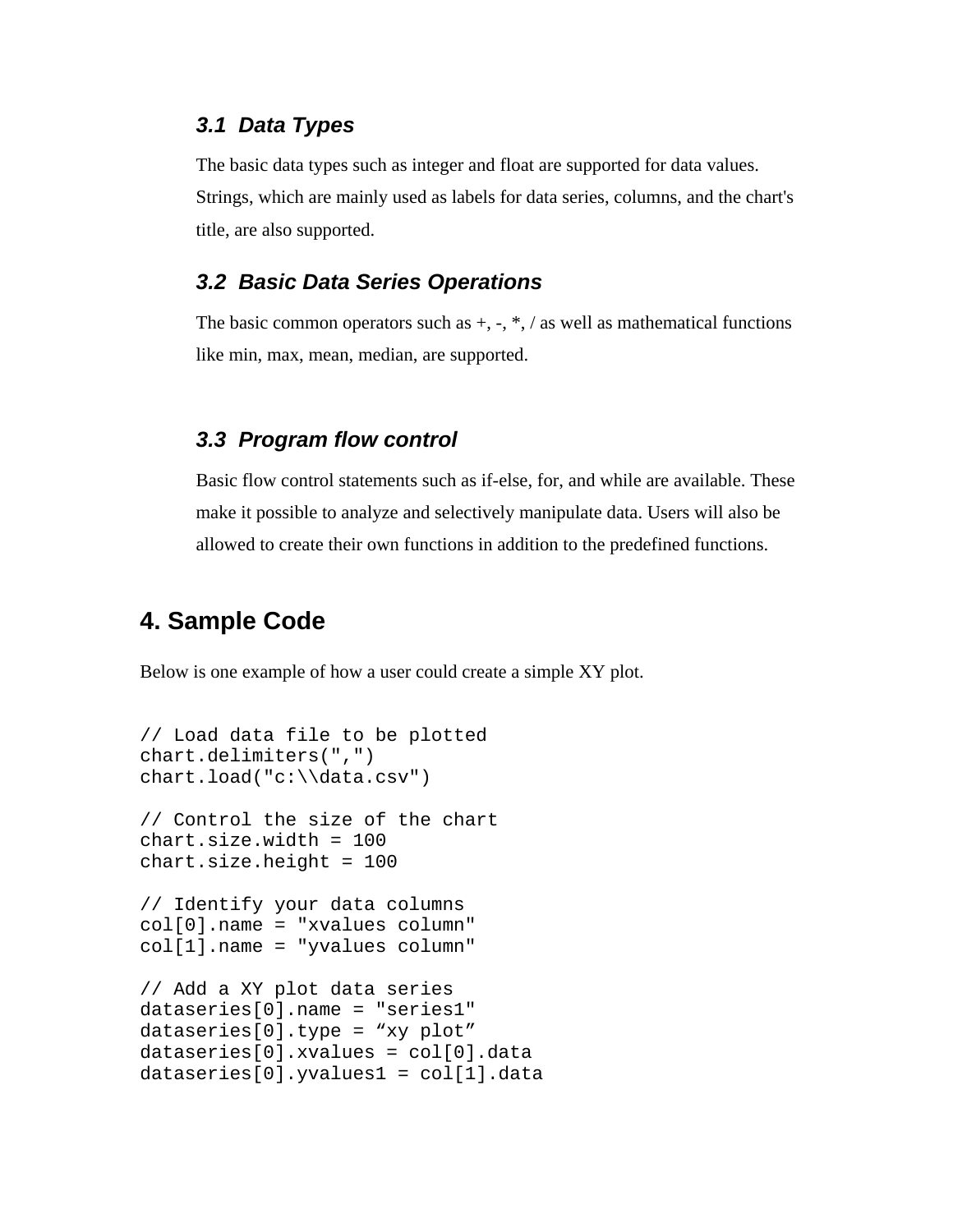### *3.1 Data Types*

The basic data types such as integer and float are supported for data values. Strings, which are mainly used as labels for data series, columns, and the chart's title, are also supported.

### *3.2 Basic Data Series Operations*

The basic common operators such as +, -, *, / as well as mathematical functions like min, max, mean, median, are supported.

### *3.3 Program flow control*

Basic flow control statements such as if-else, for, and while are available. These make it possible to analyze and selectively manipulate data. Users will also be allowed to create their own functions in addition to the predefined functions.

## 4. Sample Code

Below is one example of how a user could create a simple XY plot.

```
// Load data file to be plotted
chart.delimiters(",")
chart.load("c:\\data.csv")

// Control the size of the chart
chart.size.width = 100
chart.size.height = 100

// Identify your data columns
col[0].name = "xvalues column"
col[1].name = "yvalues column"

// Add a XY plot data series
dataseries[0].name = "series1"
dataseries[0].type = “xy plot”
dataseries[0].xvalues = col[0].data
dataseries[0].yvalues1 = col[1].data
```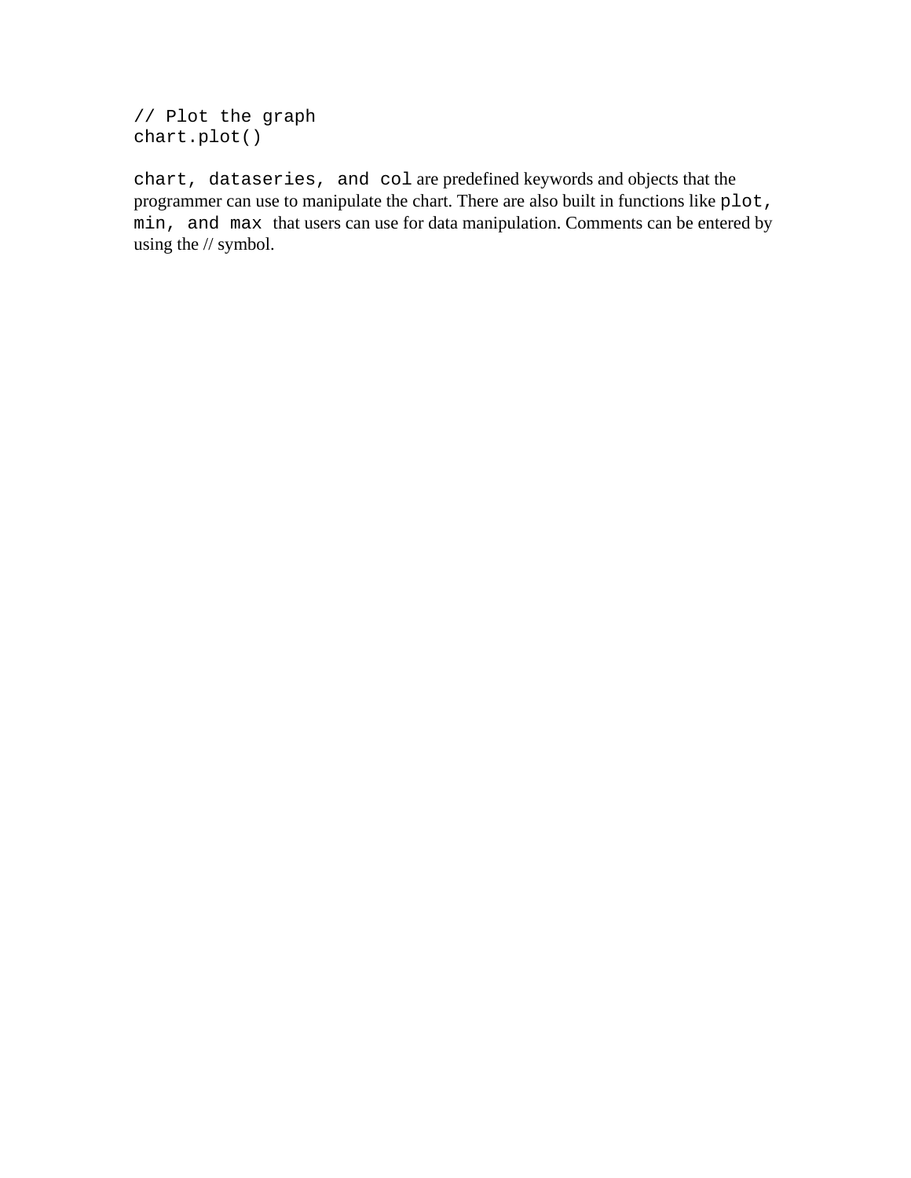```
// Plot the graph
chart.plot()
```

`chart, dataseries, and col` are predefined keywords and objects that the programmer can use to manipulate the chart. There are also built in functions like `plot, min, and max` that users can use for data manipulation. Comments can be entered by using the // symbol.